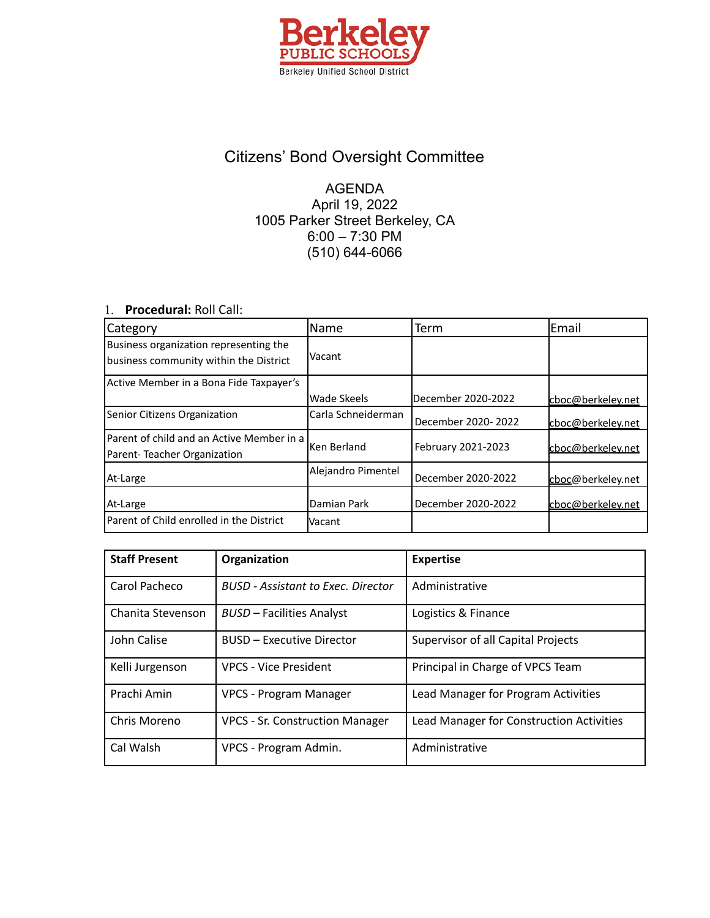Berkeley PUBLIC SCHOOLS
Berkeley Unified School District

# Citizens' Bond Oversight Committee

AGENDA
April 19, 2022
1005 Parker Street Berkeley, CA
6:00 – 7:30 PM
(510) 644-6066

1. **Procedural:** Roll Call:

| Category | Name | Term | Email |
|---|---|---|---|
| Business organization representing the business community within the District | Vacant | | |
| Active Member in a Bona Fide Taxpayer's | Wade Skeels | December 2020-2022 | cboc@berkeley.net |
| Senior Citizens Organization | Carla Schneiderman | December 2020- 2022 | cboc@berkeley.net |
| Parent of child and an Active Member in a Parent- Teacher Organization | Ken Berland | February 2021-2023 | cboc@berkeley.net |
| At-Large | Alejandro Pimentel | December 2020-2022 | cboc@berkeley.net |
| At-Large | Damian Park | December 2020-2022 | cboc@berkeley.net |
| Parent of Child enrolled in the District | Vacant | | |

| Staff Present | Organization | Expertise |
|---|---|---|
| Carol Pacheco | *BUSD - Assistant to Exec. Director* | Administrative |
| Chanita Stevenson | *BUSD* – Facilities Analyst | Logistics & Finance |
| John Calise | BUSD – Executive Director | Supervisor of all Capital Projects |
| Kelli Jurgenson | VPCS - Vice President | Principal in Charge of VPCS Team |
| Prachi Amin | VPCS - Program Manager | Lead Manager for Program Activities |
| Chris Moreno | VPCS - Sr. Construction Manager | Lead Manager for Construction Activities |
| Cal Walsh | VPCS - Program Admin. | Administrative |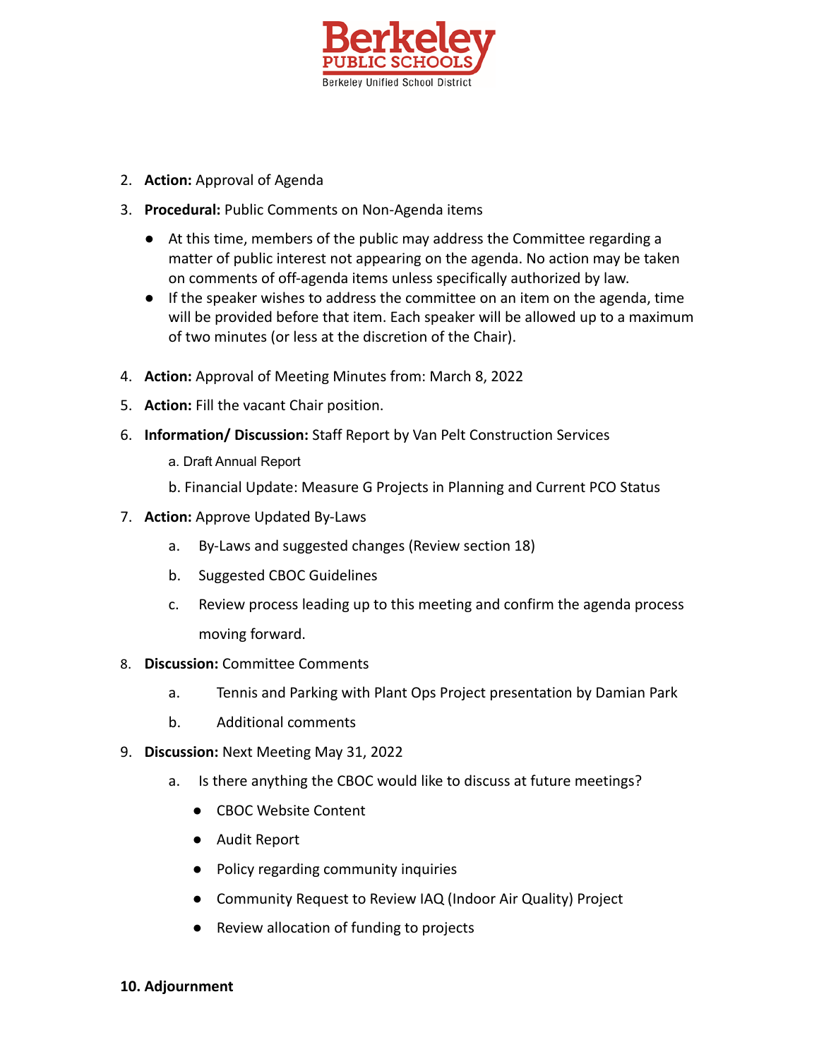2. **Action:** Approval of Agenda
3. **Procedural:** Public Comments on Non-Agenda items
   - At this time, members of the public may address the Committee regarding a matter of public interest not appearing on the agenda. No action may be taken on comments of off-agenda items unless specifically authorized by law.
   - If the speaker wishes to address the committee on an item on the agenda, time will be provided before that item. Each speaker will be allowed up to a maximum of two minutes (or less at the discretion of the Chair).
4. **Action:** Approval of Meeting Minutes from: March 8, 2022
5. **Action:** Fill the vacant Chair position.
6. **Information/ Discussion:** Staff Report by Van Pelt Construction Services
   a. Draft Annual Report
   b. Financial Update: Measure G Projects in Planning and Current PCO Status
7. **Action:** Approve Updated By-Laws
   a. By-Laws and suggested changes (Review section 18)
   b. Suggested CBOC Guidelines
   c. Review process leading up to this meeting and confirm the agenda process moving forward.
8. **Discussion:** Committee Comments
   a. Tennis and Parking with Plant Ops Project presentation by Damian Park
   b. Additional comments
9. **Discussion:** Next Meeting May 31, 2022
   a. Is there anything the CBOC would like to discuss at future meetings?
      - CBOC Website Content
      - Audit Report
      - Policy regarding community inquiries
      - Community Request to Review IAQ (Indoor Air Quality) Project
      - Review allocation of funding to projects

**10. Adjournment**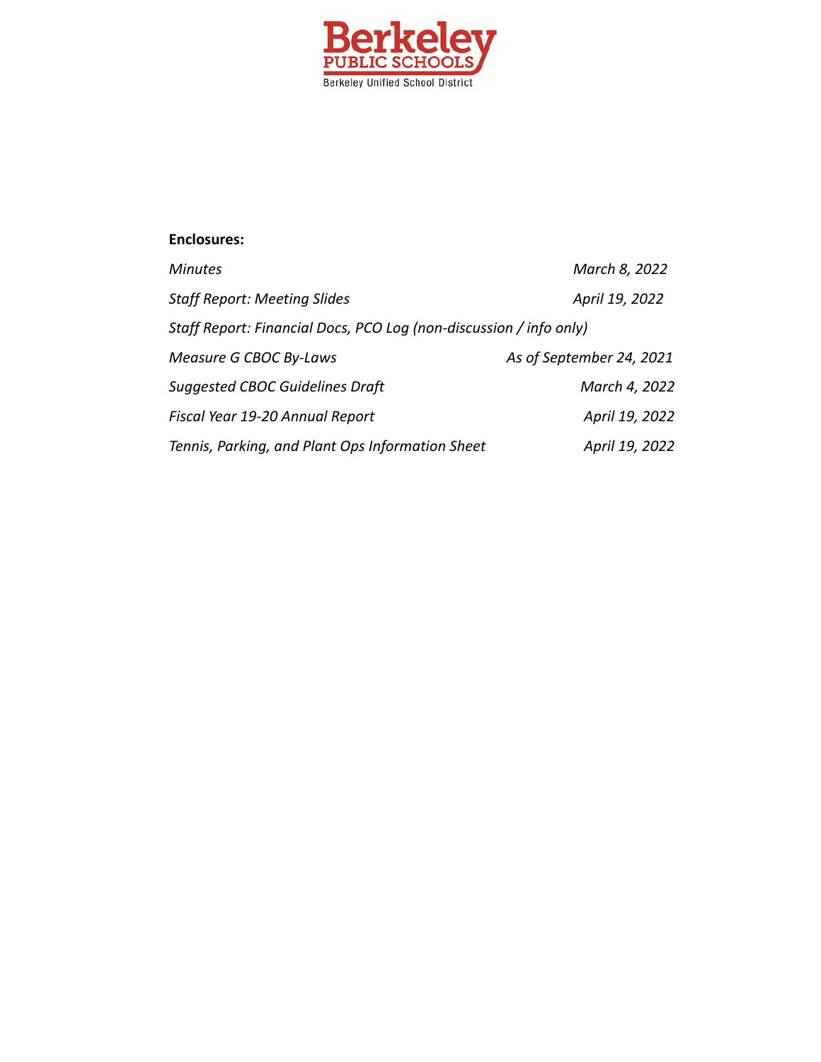**Enclosures:**

*Minutes* *March 8, 2022*

*Staff Report: Meeting Slides* *April 19, 2022*

*Staff Report: Financial Docs, PCO Log (non-discussion / info only)*

*Measure G CBOC By-Laws* *As of September 24, 2021*

*Suggested CBOC Guidelines Draft* *March 4, 2022*

*Fiscal Year 19-20 Annual Report* *April 19, 2022*

*Tennis, Parking, and Plant Ops Information Sheet* *April 19, 2022*